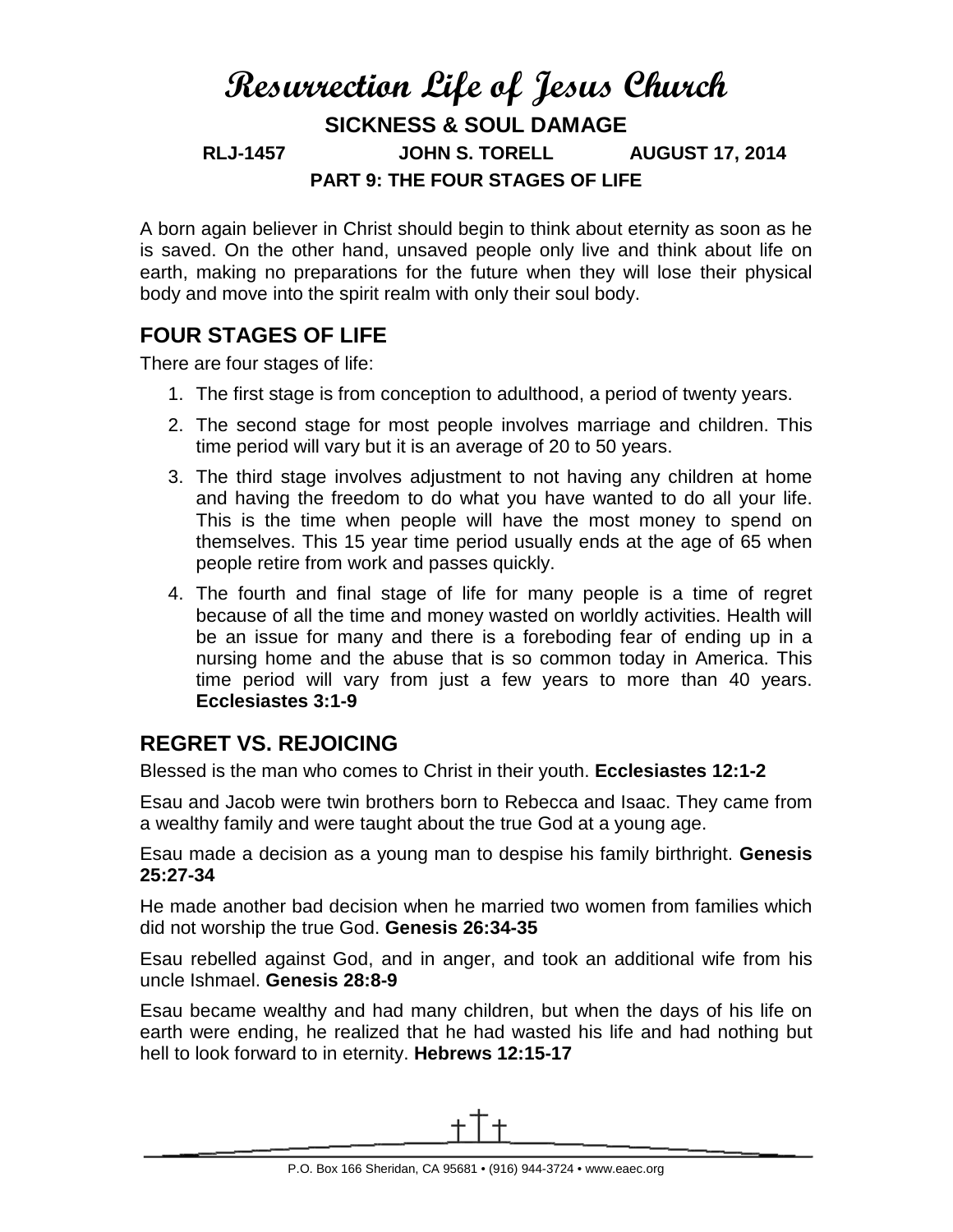# Resurrection Life of Jesus Church

## SICKNESS & SOUL DAMAGE

**RLJ-1457 JOHN S. TORELL AUGUST 17, 2014**

**PART 9: THE FOUR STAGES OF LIFE**

A born again believer in Christ should begin to think about eternity as soon as he is saved. On the other hand, unsaved people only live and think about life on earth, making no preparations for the future when they will lose their physical body and move into the spirit realm with only their soul body.

## FOUR STAGES OF LIFE

There are four stages of life:

1. The first stage is from conception to adulthood, a period of twenty years.
2. The second stage for most people involves marriage and children. This time period will vary but it is an average of 20 to 50 years.
3. The third stage involves adjustment to not having any children at home and having the freedom to do what you have wanted to do all your life. This is the time when people will have the most money to spend on themselves. This 15 year time period usually ends at the age of 65 when people retire from work and passes quickly.
4. The fourth and final stage of life for many people is a time of regret because of all the time and money wasted on worldly activities. Health will be an issue for many and there is a foreboding fear of ending up in a nursing home and the abuse that is so common today in America. This time period will vary from just a few years to more than 40 years. **Ecclesiastes 3:1-9**

## REGRET VS. REJOICING

Blessed is the man who comes to Christ in their youth. **Ecclesiastes 12:1-2**

Esau and Jacob were twin brothers born to Rebecca and Isaac. They came from a wealthy family and were taught about the true God at a young age.

Esau made a decision as a young man to despise his family birthright. **Genesis 25:27-34**

He made another bad decision when he married two women from families which did not worship the true God. **Genesis 26:34-35**

Esau rebelled against God, and in anger, and took an additional wife from his uncle Ishmael. **Genesis 28:8-9**

Esau became wealthy and had many children, but when the days of his life on earth were ending, he realized that he had wasted his life and had nothing but hell to look forward to in eternity. **Hebrews 12:15-17**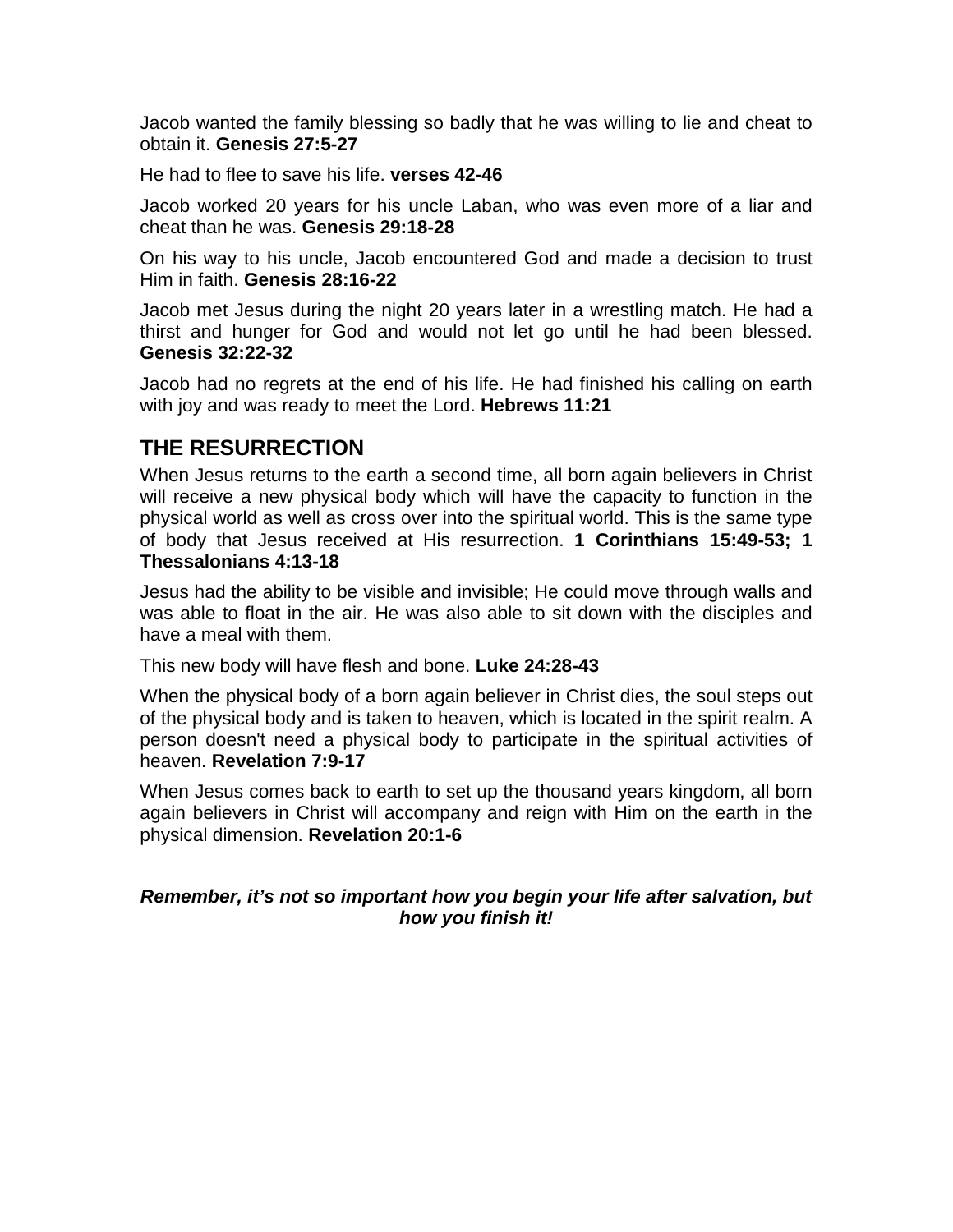Jacob wanted the family blessing so badly that he was willing to lie and cheat to obtain it. **Genesis 27:5-27**

He had to flee to save his life. **verses 42-46**

Jacob worked 20 years for his uncle Laban, who was even more of a liar and cheat than he was. **Genesis 29:18-28**

On his way to his uncle, Jacob encountered God and made a decision to trust Him in faith. **Genesis 28:16-22**

Jacob met Jesus during the night 20 years later in a wrestling match. He had a thirst and hunger for God and would not let go until he had been blessed. **Genesis 32:22-32**

Jacob had no regrets at the end of his life. He had finished his calling on earth with joy and was ready to meet the Lord. **Hebrews 11:21**

## THE RESURRECTION

When Jesus returns to the earth a second time, all born again believers in Christ will receive a new physical body which will have the capacity to function in the physical world as well as cross over into the spiritual world. This is the same type of body that Jesus received at His resurrection. **1 Corinthians 15:49-53; 1 Thessalonians 4:13-18**

Jesus had the ability to be visible and invisible; He could move through walls and was able to float in the air. He was also able to sit down with the disciples and have a meal with them.

This new body will have flesh and bone. **Luke 24:28-43**

When the physical body of a born again believer in Christ dies, the soul steps out of the physical body and is taken to heaven, which is located in the spirit realm. A person doesn't need a physical body to participate in the spiritual activities of heaven. **Revelation 7:9-17**

When Jesus comes back to earth to set up the thousand years kingdom, all born again believers in Christ will accompany and reign with Him on the earth in the physical dimension. **Revelation 20:1-6**

***Remember, it's not so important how you begin your life after salvation, but how you finish it!***